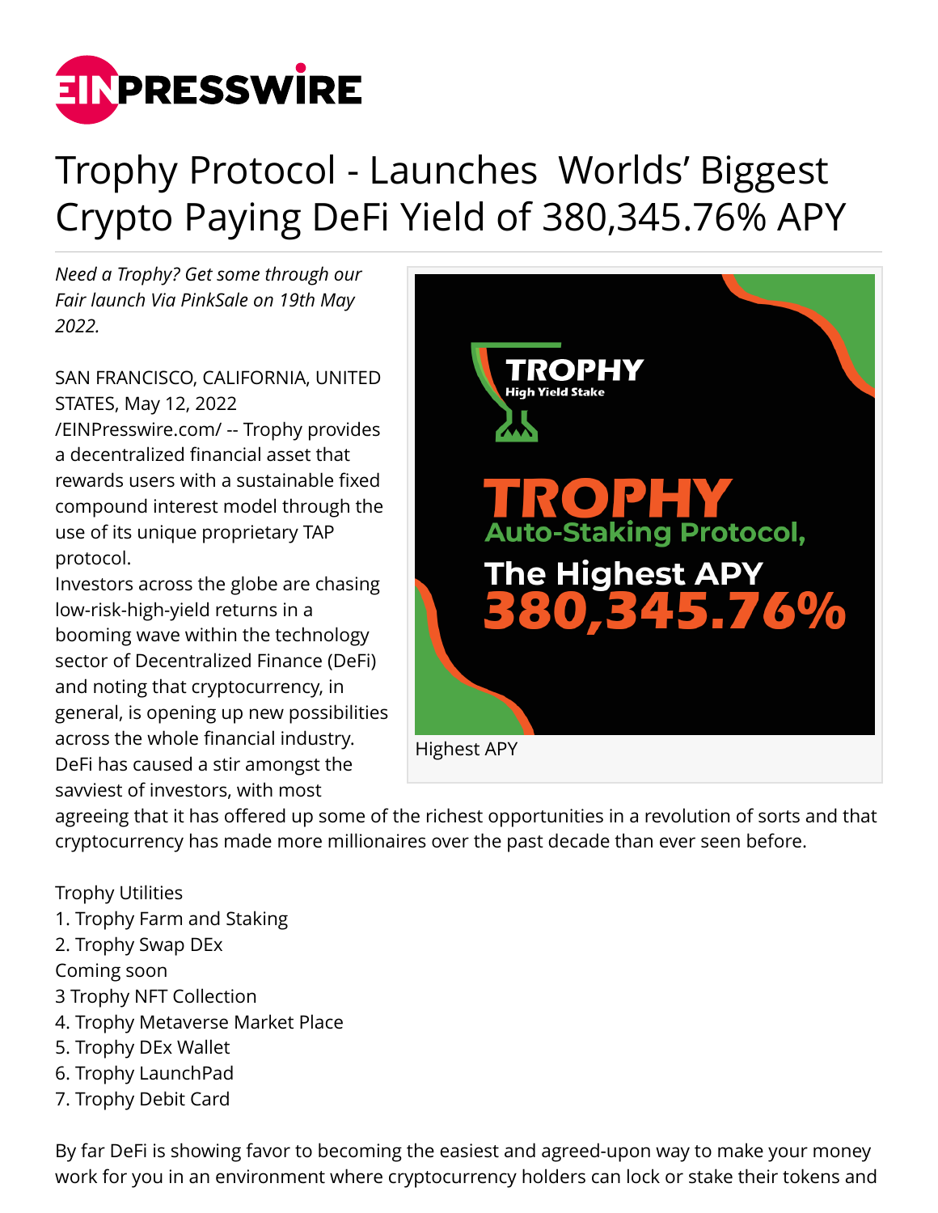# Trophy Protocol - Launches Worlds' Biggest Crypto Paying DeFi Yield of 380,345.76% APY

*Need a Trophy? Get some through our Fair launch Via PinkSale on 19th May 2022.*

SAN FRANCISCO, CALIFORNIA, UNITED STATES, May 12, 2022 /EINPresswire.com/ -- Trophy provides a decentralized financial asset that rewards users with a sustainable fixed compound interest model through the use of its unique proprietary TAP protocol.

Investors across the globe are chasing low-risk-high-yield returns in a booming wave within the technology sector of Decentralized Finance (DeFi) and noting that cryptocurrency, in general, is opening up new possibilities across the whole financial industry. DeFi has caused a stir amongst the savviest of investors, with most agreeing that it has offered up some of the richest opportunities in a revolution of sorts and that cryptocurrency has made more millionaires over the past decade than ever seen before.

Highest APY

Trophy Utilities
1. Trophy Farm and Staking
2. Trophy Swap DEx

Coming soon
3 Trophy NFT Collection
4. Trophy Metaverse Market Place
5. Trophy DEx Wallet
6. Trophy LaunchPad
7. Trophy Debit Card

By far DeFi is showing favor to becoming the easiest and agreed-upon way to make your money work for you in an environment where cryptocurrency holders can lock or stake their tokens and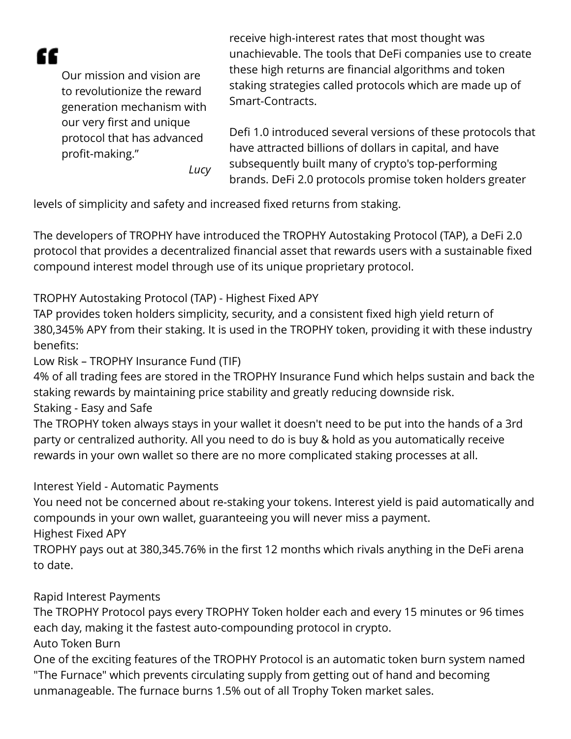> Our mission and vision are to revolutionize the reward generation mechanism with our very first and unique protocol that has advanced profit-making."
>
> *Lucy*

receive high-interest rates that most thought was unachievable. The tools that DeFi companies use to create these high returns are financial algorithms and token staking strategies called protocols which are made up of Smart-Contracts.

Defi 1.0 introduced several versions of these protocols that have attracted billions of dollars in capital, and have subsequently built many of crypto's top-performing brands. DeFi 2.0 protocols promise token holders greater levels of simplicity and safety and increased fixed returns from staking.

The developers of TROPHY have introduced the TROPHY Autostaking Protocol (TAP), a DeFi 2.0 protocol that provides a decentralized financial asset that rewards users with a sustainable fixed compound interest model through use of its unique proprietary protocol.

TROPHY Autostaking Protocol (TAP) - Highest Fixed APY
TAP provides token holders simplicity, security, and a consistent fixed high yield return of 380,345% APY from their staking. It is used in the TROPHY token, providing it with these industry benefits:
Low Risk – TROPHY Insurance Fund (TIF)
4% of all trading fees are stored in the TROPHY Insurance Fund which helps sustain and back the staking rewards by maintaining price stability and greatly reducing downside risk.
Staking - Easy and Safe
The TROPHY token always stays in your wallet it doesn't need to be put into the hands of a 3rd party or centralized authority. All you need to do is buy & hold as you automatically receive rewards in your own wallet so there are no more complicated staking processes at all.

Interest Yield - Automatic Payments
You need not be concerned about re-staking your tokens. Interest yield is paid automatically and compounds in your own wallet, guaranteeing you will never miss a payment.
Highest Fixed APY
TROPHY pays out at 380,345.76% in the first 12 months which rivals anything in the DeFi arena to date.

Rapid Interest Payments
The TROPHY Protocol pays every TROPHY Token holder each and every 15 minutes or 96 times each day, making it the fastest auto-compounding protocol in crypto.
Auto Token Burn
One of the exciting features of the TROPHY Protocol is an automatic token burn system named "The Furnace" which prevents circulating supply from getting out of hand and becoming unmanageable. The furnace burns 1.5% out of all Trophy Token market sales.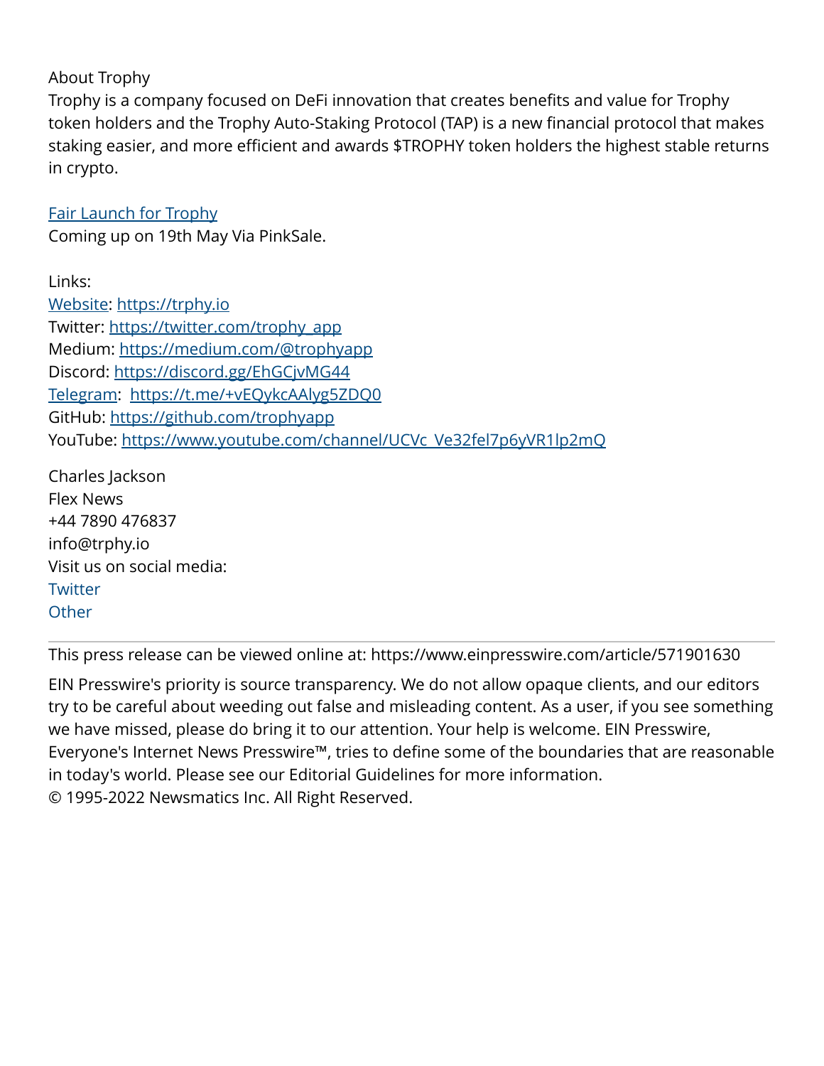About Trophy

Trophy is a company focused on DeFi innovation that creates benefits and value for Trophy token holders and the Trophy Auto-Staking Protocol (TAP) is a new financial protocol that makes staking easier, and more efficient and awards $TROPHY token holders the highest stable returns in crypto.

Fair Launch for Trophy
Coming up on 19th May Via PinkSale.

Links:
Website: https://trphy.io
Twitter: https://twitter.com/trophy_app
Medium: https://medium.com/@trophyapp
Discord: https://discord.gg/EhGCjvMG44
Telegram:  https://t.me/+vEQykcAAlyg5ZDQ0
GitHub: https://github.com/trophyapp
YouTube: https://www.youtube.com/channel/UCVc_Ve32feI7p6yVR1lp2mQ

Charles Jackson
Flex News
+44 7890 476837
info@trphy.io
Visit us on social media:
Twitter
Other

---

This press release can be viewed online at: https://www.einpresswire.com/article/571901630

EIN Presswire's priority is source transparency. We do not allow opaque clients, and our editors try to be careful about weeding out false and misleading content. As a user, if you see something we have missed, please do bring it to our attention. Your help is welcome. EIN Presswire, Everyone's Internet News Presswire™, tries to define some of the boundaries that are reasonable in today's world. Please see our Editorial Guidelines for more information.
© 1995-2022 Newsmatics Inc. All Right Reserved.